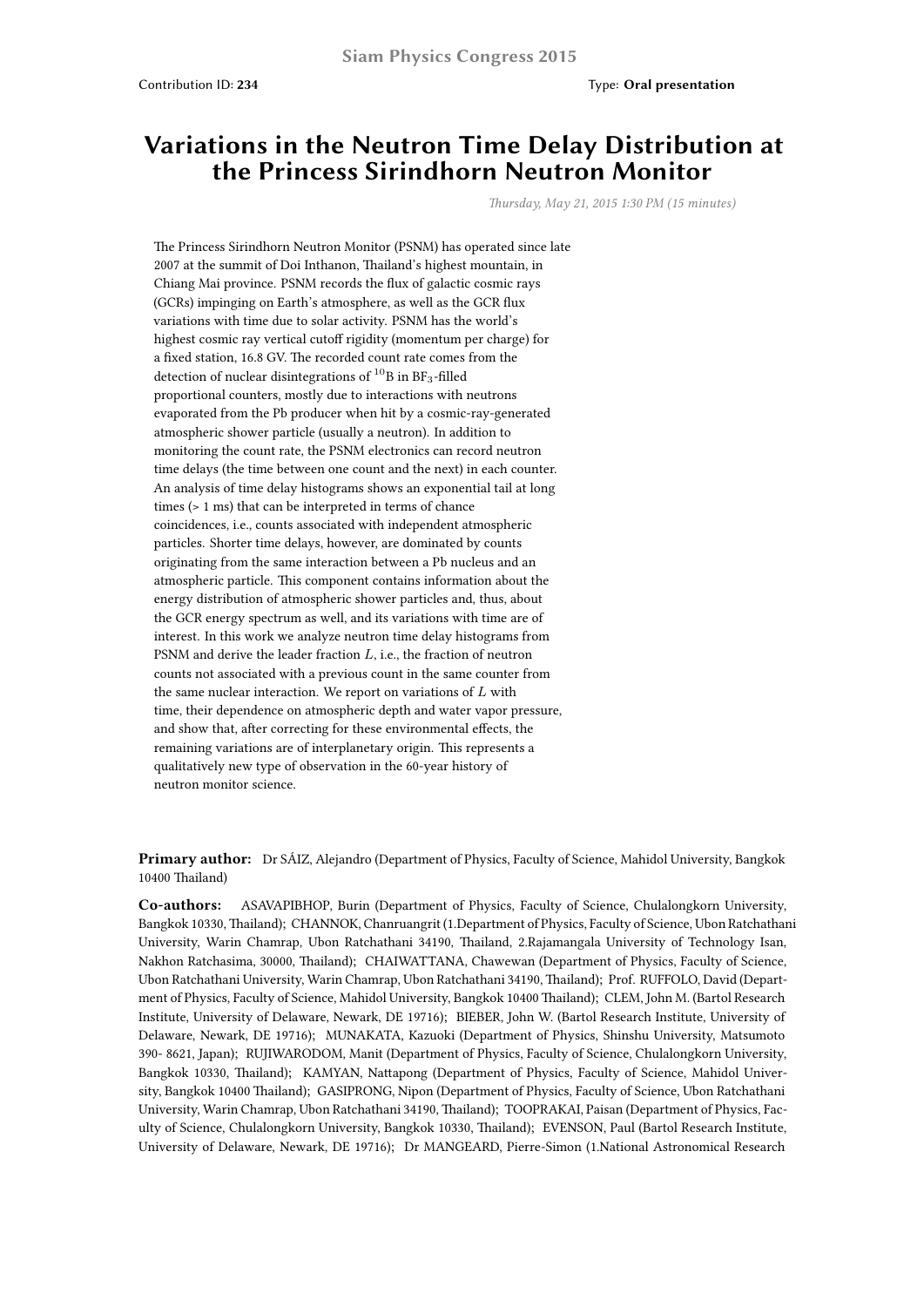Siam Physics Congress 2015

Contribution ID: **234**

Type: **Oral presentation**

# Variations in the Neutron Time Delay Distribution at the Princess Sirindhorn Neutron Monitor

*Thursday, May 21, 2015 1:30 PM (15 minutes)*

The Princess Sirindhorn Neutron Monitor (PSNM) has operated since late 2007 at the summit of Doi Inthanon, Thailand's highest mountain, in Chiang Mai province. PSNM records the flux of galactic cosmic rays (GCRs) impinging on Earth's atmosphere, as well as the GCR flux variations with time due to solar activity. PSNM has the world's highest cosmic ray vertical cutoff rigidity (momentum per charge) for a fixed station, 16.8 GV. The recorded count rate comes from the detection of nuclear disintegrations of $^{10}$B in $BF_3$-filled proportional counters, mostly due to interactions with neutrons evaporated from the Pb producer when hit by a cosmic-ray-generated atmospheric shower particle (usually a neutron). In addition to monitoring the count rate, the PSNM electronics can record neutron time delays (the time between one count and the next) in each counter. An analysis of time delay histograms shows an exponential tail at long times (> 1 ms) that can be interpreted in terms of chance coincidences, i.e., counts associated with independent atmospheric particles. Shorter time delays, however, are dominated by counts originating from the same interaction between a Pb nucleus and an atmospheric particle. This component contains information about the energy distribution of atmospheric shower particles and, thus, about the GCR energy spectrum as well, and its variations with time are of interest. In this work we analyze neutron time delay histograms from PSNM and derive the leader fraction $L$, i.e., the fraction of neutron counts not associated with a previous count in the same counter from the same nuclear interaction. We report on variations of $L$ with time, their dependence on atmospheric depth and water vapor pressure, and show that, after correcting for these environmental effects, the remaining variations are of interplanetary origin. This represents a qualitatively new type of observation in the 60-year history of neutron monitor science.

**Primary author:** Dr SÁIZ, Alejandro (Department of Physics, Faculty of Science, Mahidol University, Bangkok 10400 Thailand)

**Co-authors:** ASAVAPIBHOP, Burin (Department of Physics, Faculty of Science, Chulalongkorn University, Bangkok 10330, Thailand); CHANNOK, Chanruangrit (1.Department of Physics, Faculty of Science, Ubon Ratchathani University, Warin Chamrap, Ubon Ratchathani 34190, Thailand, 2.Rajamangala University of Technology Isan, Nakhon Ratchasima, 30000, Thailand); CHAIWATTANA, Chawewan (Department of Physics, Faculty of Science, Ubon Ratchathani University, Warin Chamrap, Ubon Ratchathani 34190, Thailand); Prof. RUFFOLO, David (Department of Physics, Faculty of Science, Mahidol University, Bangkok 10400 Thailand); CLEM, John M. (Bartol Research Institute, University of Delaware, Newark, DE 19716); BIEBER, John W. (Bartol Research Institute, University of Delaware, Newark, DE 19716); MUNAKATA, Kazuoki (Department of Physics, Shinshu University, Matsumoto 390- 8621, Japan); RUJIWARODOM, Manit (Department of Physics, Faculty of Science, Chulalongkorn University, Bangkok 10330, Thailand); KAMYAN, Nattapong (Department of Physics, Faculty of Science, Mahidol University, Bangkok 10400 Thailand); GASIPRONG, Nipon (Department of Physics, Faculty of Science, Ubon Ratchathani University, Warin Chamrap, Ubon Ratchathani 34190, Thailand); TOOPRAKAI, Paisan (Department of Physics, Faculty of Science, Chulalongkorn University, Bangkok 10330, Thailand); EVENSON, Paul (Bartol Research Institute, University of Delaware, Newark, DE 19716); Dr MANGEARD, Pierre-Simon (1.National Astronomical Research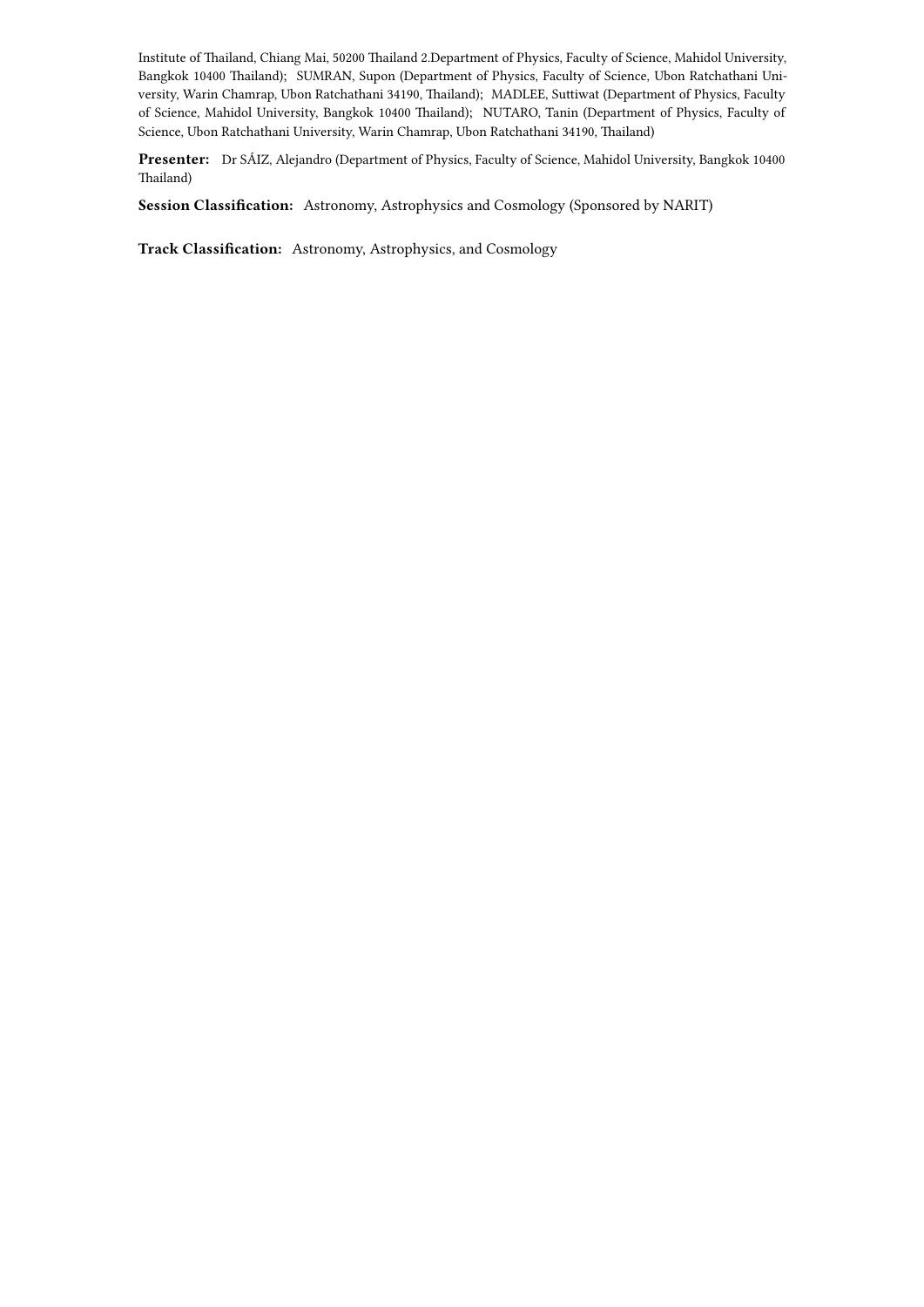Institute of Thailand, Chiang Mai, 50200 Thailand 2.Department of Physics, Faculty of Science, Mahidol University, Bangkok 10400 Thailand); SUMRAN, Supon (Department of Physics, Faculty of Science, Ubon Ratchathani University, Warin Chamrap, Ubon Ratchathani 34190, Thailand); MADLEE, Suttiwat (Department of Physics, Faculty of Science, Mahidol University, Bangkok 10400 Thailand); NUTARO, Tanin (Department of Physics, Faculty of Science, Ubon Ratchathani University, Warin Chamrap, Ubon Ratchathani 34190, Thailand)

**Presenter:** Dr SÁIZ, Alejandro (Department of Physics, Faculty of Science, Mahidol University, Bangkok 10400 Thailand)

**Session Classification:** Astronomy, Astrophysics and Cosmology (Sponsored by NARIT)

**Track Classification:** Astronomy, Astrophysics, and Cosmology